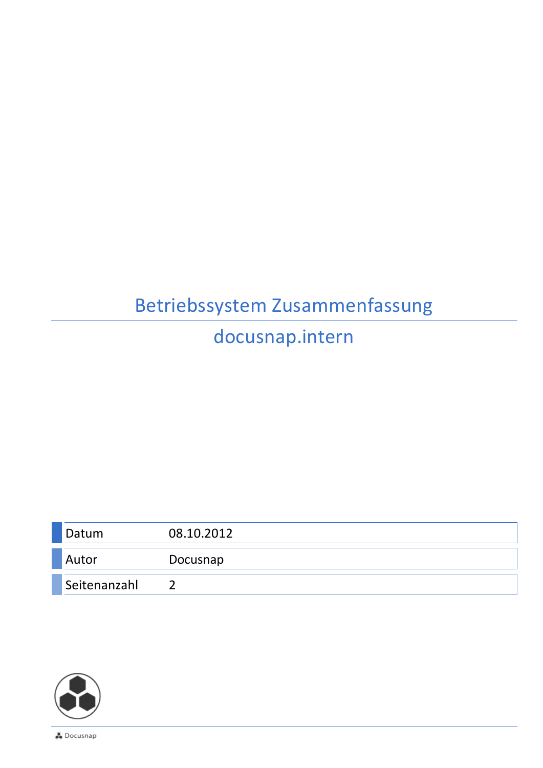# Betriebssystem Zusammenfassung

## docusnap.intern

| | |
|---|---|
| Datum | 08.10.2012 |
| Autor | Docusnap |
| Seitenanzahl | 2 |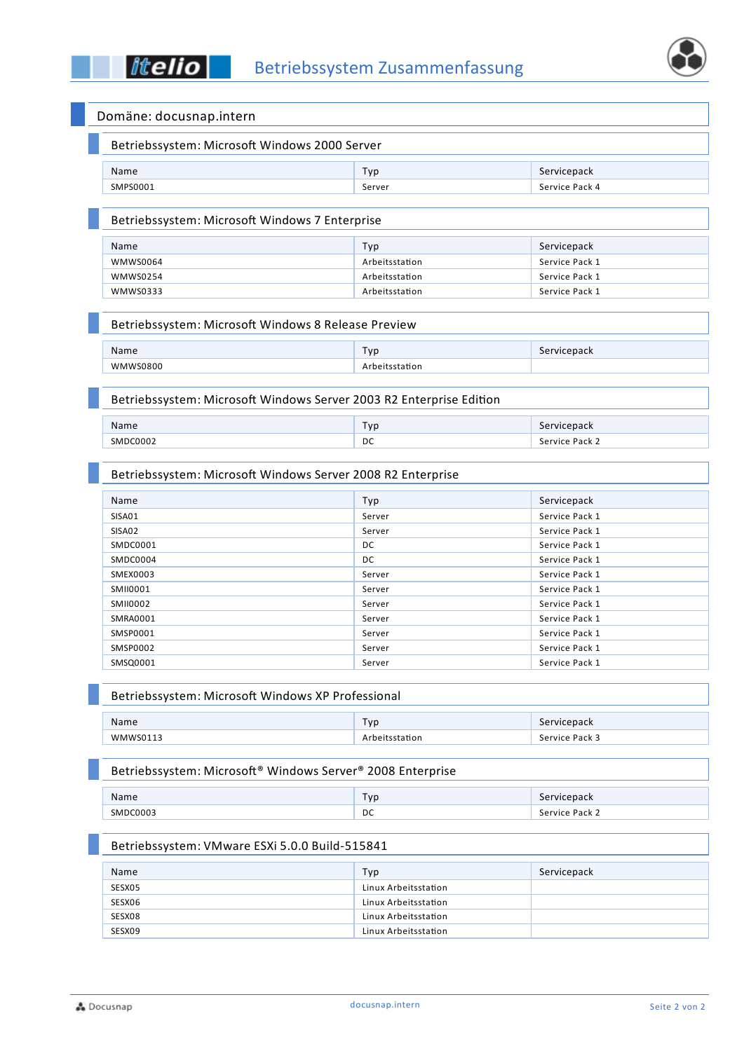# Betriebssystem Zusammenfassung

## Domäne: docusnap.intern

### Betriebssystem: Microsoft Windows 2000 Server

| Name | Typ | Servicepack |
|---|---|---|
| SMPS0001 | Server | Service Pack 4 |

### Betriebssystem: Microsoft Windows 7 Enterprise

| Name | Typ | Servicepack |
|---|---|---|
| WMWS0064 | Arbeitsstation | Service Pack 1 |
| WMWS0254 | Arbeitsstation | Service Pack 1 |
| WMWS0333 | Arbeitsstation | Service Pack 1 |

### Betriebssystem: Microsoft Windows 8 Release Preview

| Name | Typ | Servicepack |
|---|---|---|
| WMWS0800 | Arbeitsstation | |

### Betriebssystem: Microsoft Windows Server 2003 R2 Enterprise Edition

| Name | Typ | Servicepack |
|---|---|---|
| SMDC0002 | DC | Service Pack 2 |

### Betriebssystem: Microsoft Windows Server 2008 R2 Enterprise

| Name | Typ | Servicepack |
|---|---|---|
| SISA01 | Server | Service Pack 1 |
| SISA02 | Server | Service Pack 1 |
| SMDC0001 | DC | Service Pack 1 |
| SMDC0004 | DC | Service Pack 1 |
| SMEX0003 | Server | Service Pack 1 |
| SMII0001 | Server | Service Pack 1 |
| SMII0002 | Server | Service Pack 1 |
| SMRA0001 | Server | Service Pack 1 |
| SMSP0001 | Server | Service Pack 1 |
| SMSP0002 | Server | Service Pack 1 |
| SMSQ0001 | Server | Service Pack 1 |

### Betriebssystem: Microsoft Windows XP Professional

| Name | Typ | Servicepack |
|---|---|---|
| WMWS0113 | Arbeitsstation | Service Pack 3 |

### Betriebssystem: Microsoft® Windows Server® 2008 Enterprise

| Name | Typ | Servicepack |
|---|---|---|
| SMDC0003 | DC | Service Pack 2 |

### Betriebssystem: VMware ESXi 5.0.0 Build-515841

| Name | Typ | Servicepack |
|---|---|---|
| SESX05 | Linux Arbeitsstation | |
| SESX06 | Linux Arbeitsstation | |
| SESX08 | Linux Arbeitsstation | |
| SESX09 | Linux Arbeitsstation | |